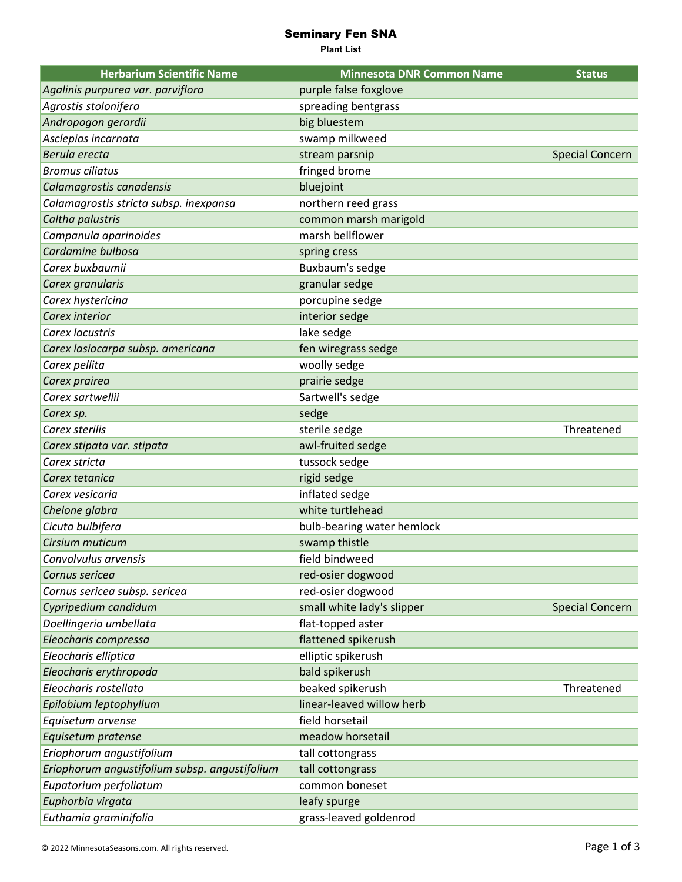# Seminary Fen SNA

**Plant List**

| Herbarium Scientific Name | Minnesota DNR Common Name | Status |
|---|---|---|
| *Agalinis purpurea var. parviflora* | purple false foxglove | |
| *Agrostis stolonifera* | spreading bentgrass | |
| *Andropogon gerardii* | big bluestem | |
| *Asclepias incarnata* | swamp milkweed | |
| *Berula erecta* | stream parsnip | Special Concern |
| *Bromus ciliatus* | fringed brome | |
| *Calamagrostis canadensis* | bluejoint | |
| *Calamagrostis stricta subsp. inexpansa* | northern reed grass | |
| *Caltha palustris* | common marsh marigold | |
| *Campanula aparinoides* | marsh bellflower | |
| *Cardamine bulbosa* | spring cress | |
| *Carex buxbaumii* | Buxbaum's sedge | |
| *Carex granularis* | granular sedge | |
| *Carex hystericina* | porcupine sedge | |
| *Carex interior* | interior sedge | |
| *Carex lacustris* | lake sedge | |
| *Carex lasiocarpa subsp. americana* | fen wiregrass sedge | |
| *Carex pellita* | woolly sedge | |
| *Carex prairea* | prairie sedge | |
| *Carex sartwellii* | Sartwell's sedge | |
| *Carex sp.* | sedge | |
| *Carex sterilis* | sterile sedge | Threatened |
| *Carex stipata var. stipata* | awl-fruited sedge | |
| *Carex stricta* | tussock sedge | |
| *Carex tetanica* | rigid sedge | |
| *Carex vesicaria* | inflated sedge | |
| *Chelone glabra* | white turtlehead | |
| *Cicuta bulbifera* | bulb-bearing water hemlock | |
| *Cirsium muticum* | swamp thistle | |
| *Convolvulus arvensis* | field bindweed | |
| *Cornus sericea* | red-osier dogwood | |
| *Cornus sericea subsp. sericea* | red-osier dogwood | |
| *Cypripedium candidum* | small white lady's slipper | Special Concern |
| *Doellingeria umbellata* | flat-topped aster | |
| *Eleocharis compressa* | flattened spikerush | |
| *Eleocharis elliptica* | elliptic spikerush | |
| *Eleocharis erythropoda* | bald spikerush | |
| *Eleocharis rostellata* | beaked spikerush | Threatened |
| *Epilobium leptophyllum* | linear-leaved willow herb | |
| *Equisetum arvense* | field horsetail | |
| *Equisetum pratense* | meadow horsetail | |
| *Eriophorum angustifolium* | tall cottongrass | |
| *Eriophorum angustifolium subsp. angustifolium* | tall cottongrass | |
| *Eupatorium perfoliatum* | common boneset | |
| *Euphorbia virgata* | leafy spurge | |
| *Euthamia graminifolia* | grass-leaved goldenrod | |

© 2022 MinnesotaSeasons.com. All rights reserved.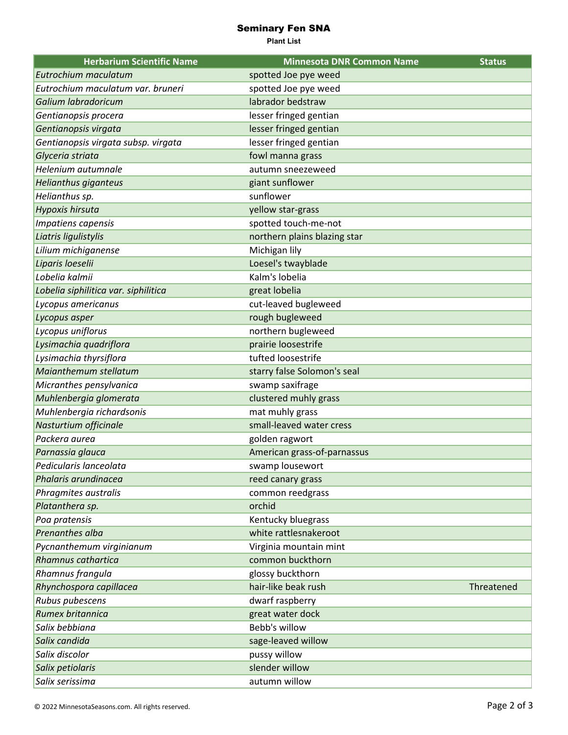# Seminary Fen SNA

**Plant List**

| Herbarium Scientific Name | Minnesota DNR Common Name | Status |
|---|---|---|
| *Eutrochium maculatum* | spotted Joe pye weed | |
| *Eutrochium maculatum var. bruneri* | spotted Joe pye weed | |
| *Galium labradoricum* | labrador bedstraw | |
| *Gentianopsis procera* | lesser fringed gentian | |
| *Gentianopsis virgata* | lesser fringed gentian | |
| *Gentianopsis virgata subsp. virgata* | lesser fringed gentian | |
| *Glyceria striata* | fowl manna grass | |
| *Helenium autumnale* | autumn sneezeweed | |
| *Helianthus giganteus* | giant sunflower | |
| *Helianthus sp.* | sunflower | |
| *Hypoxis hirsuta* | yellow star-grass | |
| *Impatiens capensis* | spotted touch-me-not | |
| *Liatris ligulistylis* | northern plains blazing star | |
| *Lilium michiganense* | Michigan lily | |
| *Liparis loeselii* | Loesel's twayblade | |
| *Lobelia kalmii* | Kalm's lobelia | |
| *Lobelia siphilitica var. siphilitica* | great lobelia | |
| *Lycopus americanus* | cut-leaved bugleweed | |
| *Lycopus asper* | rough bugleweed | |
| *Lycopus uniflorus* | northern bugleweed | |
| *Lysimachia quadriflora* | prairie loosestrife | |
| *Lysimachia thyrsiflora* | tufted loosestrife | |
| *Maianthemum stellatum* | starry false Solomon's seal | |
| *Micranthes pensylvanica* | swamp saxifrage | |
| *Muhlenbergia glomerata* | clustered muhly grass | |
| *Muhlenbergia richardsonis* | mat muhly grass | |
| *Nasturtium officinale* | small-leaved water cress | |
| *Packera aurea* | golden ragwort | |
| *Parnassia glauca* | American grass-of-parnassus | |
| *Pedicularis lanceolata* | swamp lousewort | |
| *Phalaris arundinacea* | reed canary grass | |
| *Phragmites australis* | common reedgrass | |
| *Platanthera sp.* | orchid | |
| *Poa pratensis* | Kentucky bluegrass | |
| *Prenanthes alba* | white rattlesnakeroot | |
| *Pycnanthemum virginianum* | Virginia mountain mint | |
| *Rhamnus cathartica* | common buckthorn | |
| *Rhamnus frangula* | glossy buckthorn | |
| *Rhynchospora capillacea* | hair-like beak rush | Threatened |
| *Rubus pubescens* | dwarf raspberry | |
| *Rumex britannica* | great water dock | |
| *Salix bebbiana* | Bebb's willow | |
| *Salix candida* | sage-leaved willow | |
| *Salix discolor* | pussy willow | |
| *Salix petiolaris* | slender willow | |
| *Salix serissima* | autumn willow | |

© 2022 MinnesotaSeasons.com. All rights reserved.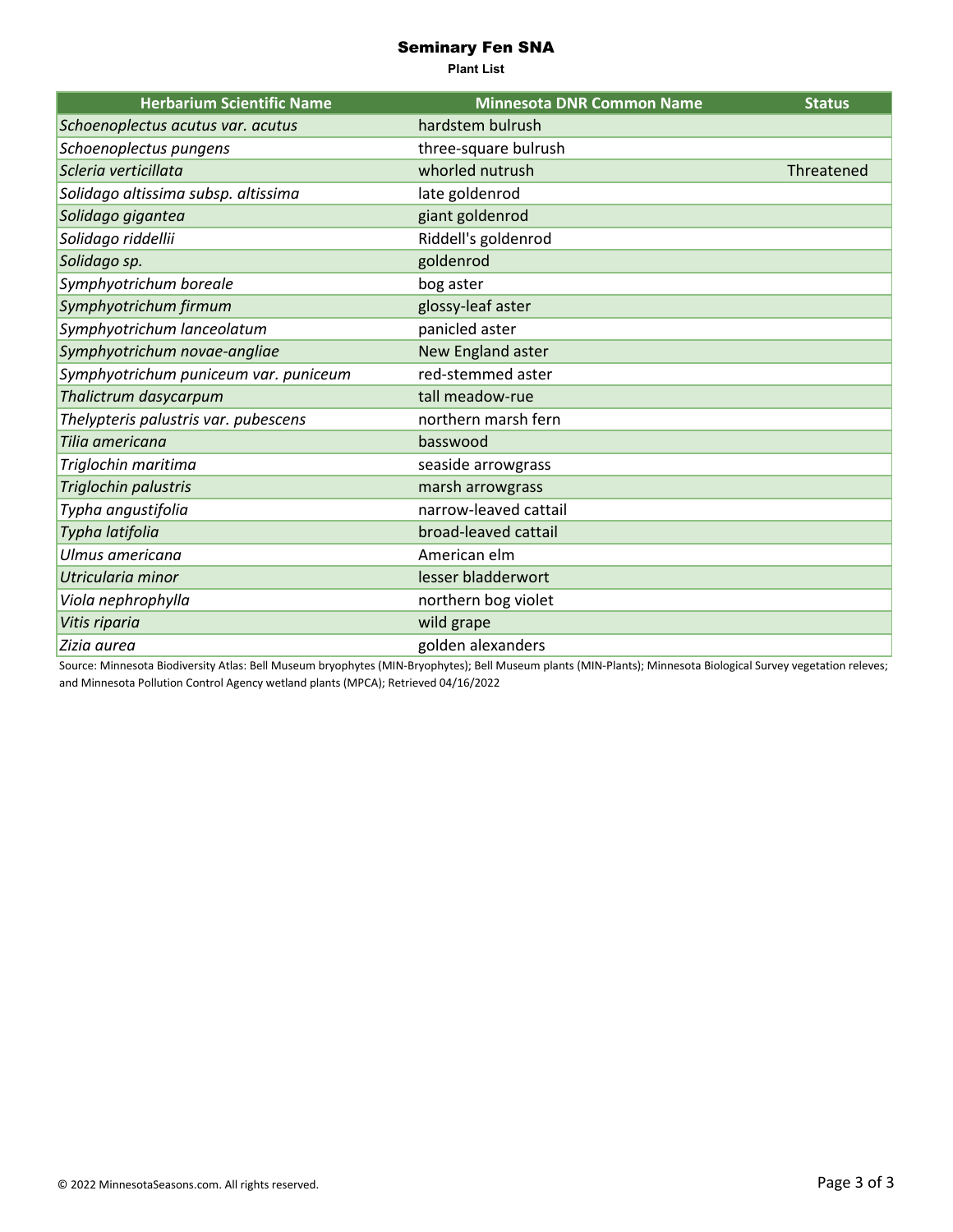## Seminary Fen SNA

**Plant List**

| Herbarium Scientific Name | Minnesota DNR Common Name | Status |
|---|---|---|
| *Schoenoplectus acutus var. acutus* | hardstem bulrush | |
| *Schoenoplectus pungens* | three-square bulrush | |
| *Scleria verticillata* | whorled nutrush | Threatened |
| *Solidago altissima subsp. altissima* | late goldenrod | |
| *Solidago gigantea* | giant goldenrod | |
| *Solidago riddellii* | Riddell's goldenrod | |
| *Solidago sp.* | goldenrod | |
| *Symphyotrichum boreale* | bog aster | |
| *Symphyotrichum firmum* | glossy-leaf aster | |
| *Symphyotrichum lanceolatum* | panicled aster | |
| *Symphyotrichum novae-angliae* | New England aster | |
| *Symphyotrichum puniceum var. puniceum* | red-stemmed aster | |
| *Thalictrum dasycarpum* | tall meadow-rue | |
| *Thelypteris palustris var. pubescens* | northern marsh fern | |
| *Tilia americana* | basswood | |
| *Triglochin maritima* | seaside arrowgrass | |
| *Triglochin palustris* | marsh arrowgrass | |
| *Typha angustifolia* | narrow-leaved cattail | |
| *Typha latifolia* | broad-leaved cattail | |
| *Ulmus americana* | American elm | |
| *Utricularia minor* | lesser bladderwort | |
| *Viola nephrophylla* | northern bog violet | |
| *Vitis riparia* | wild grape | |
| *Zizia aurea* | golden alexanders | |

Source: Minnesota Biodiversity Atlas: Bell Museum bryophytes (MIN-Bryophytes); Bell Museum plants (MIN-Plants); Minnesota Biological Survey vegetation releves; and Minnesota Pollution Control Agency wetland plants (MPCA); Retrieved 04/16/2022

© 2022 MinnesotaSeasons.com. All rights reserved.